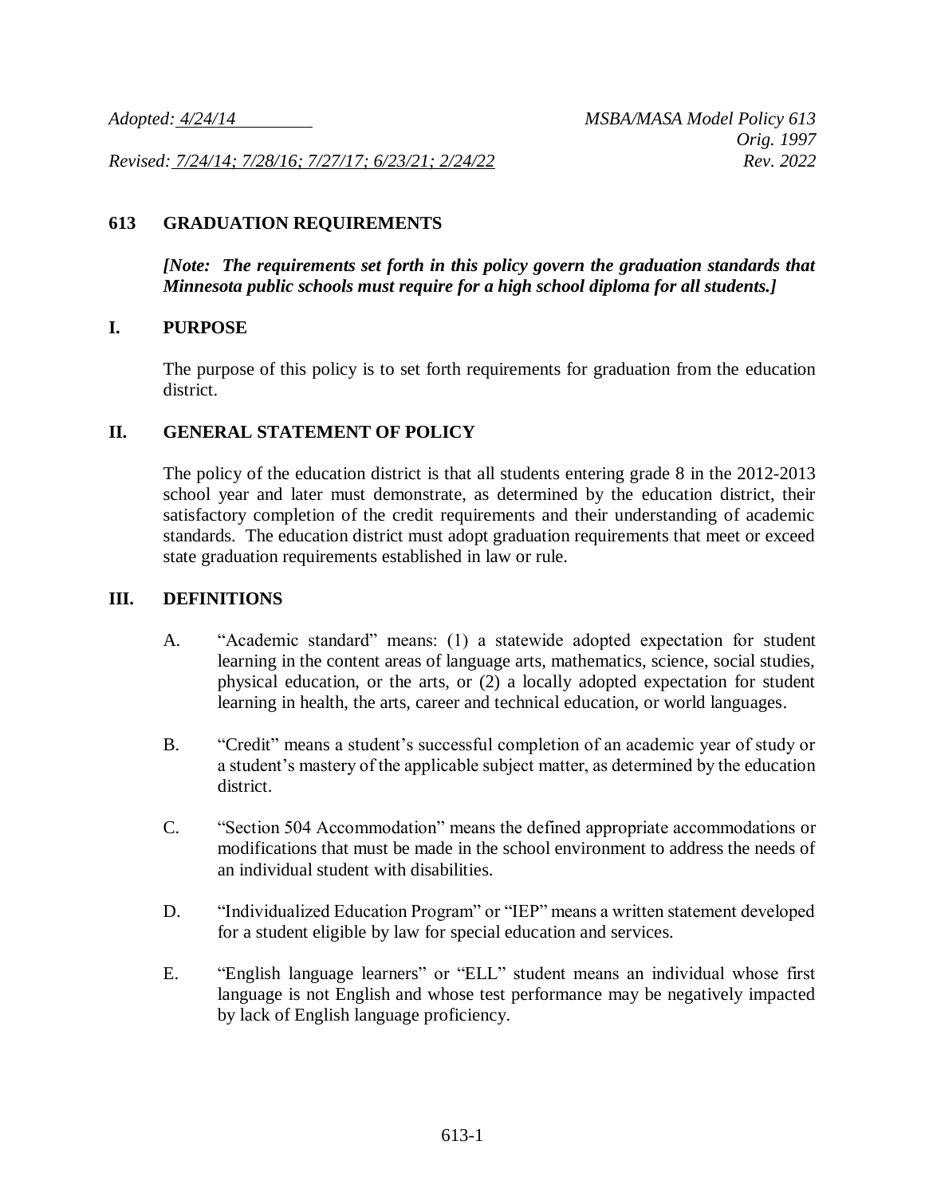*Adopted: 4/24/14* *MSBA/MASA Model Policy 613*
*Orig. 1997*
*Revised: 7/24/14; 7/28/16; 7/27/17; 6/23/21; 2/24/22* *Rev. 2022*

# 613 GRADUATION REQUIREMENTS

***[Note: The requirements set forth in this policy govern the graduation standards that Minnesota public schools must require for a high school diploma for all students.]***

## I. PURPOSE

The purpose of this policy is to set forth requirements for graduation from the education district.

## II. GENERAL STATEMENT OF POLICY

The policy of the education district is that all students entering grade 8 in the 2012-2013 school year and later must demonstrate, as determined by the education district, their satisfactory completion of the credit requirements and their understanding of academic standards. The education district must adopt graduation requirements that meet or exceed state graduation requirements established in law or rule.

## III. DEFINITIONS

A. "Academic standard" means: (1) a statewide adopted expectation for student learning in the content areas of language arts, mathematics, science, social studies, physical education, or the arts, or (2) a locally adopted expectation for student learning in health, the arts, career and technical education, or world languages.

B. "Credit" means a student's successful completion of an academic year of study or a student's mastery of the applicable subject matter, as determined by the education district.

C. "Section 504 Accommodation" means the defined appropriate accommodations or modifications that must be made in the school environment to address the needs of an individual student with disabilities.

D. "Individualized Education Program" or "IEP" means a written statement developed for a student eligible by law for special education and services.

E. "English language learners" or "ELL" student means an individual whose first language is not English and whose test performance may be negatively impacted by lack of English language proficiency.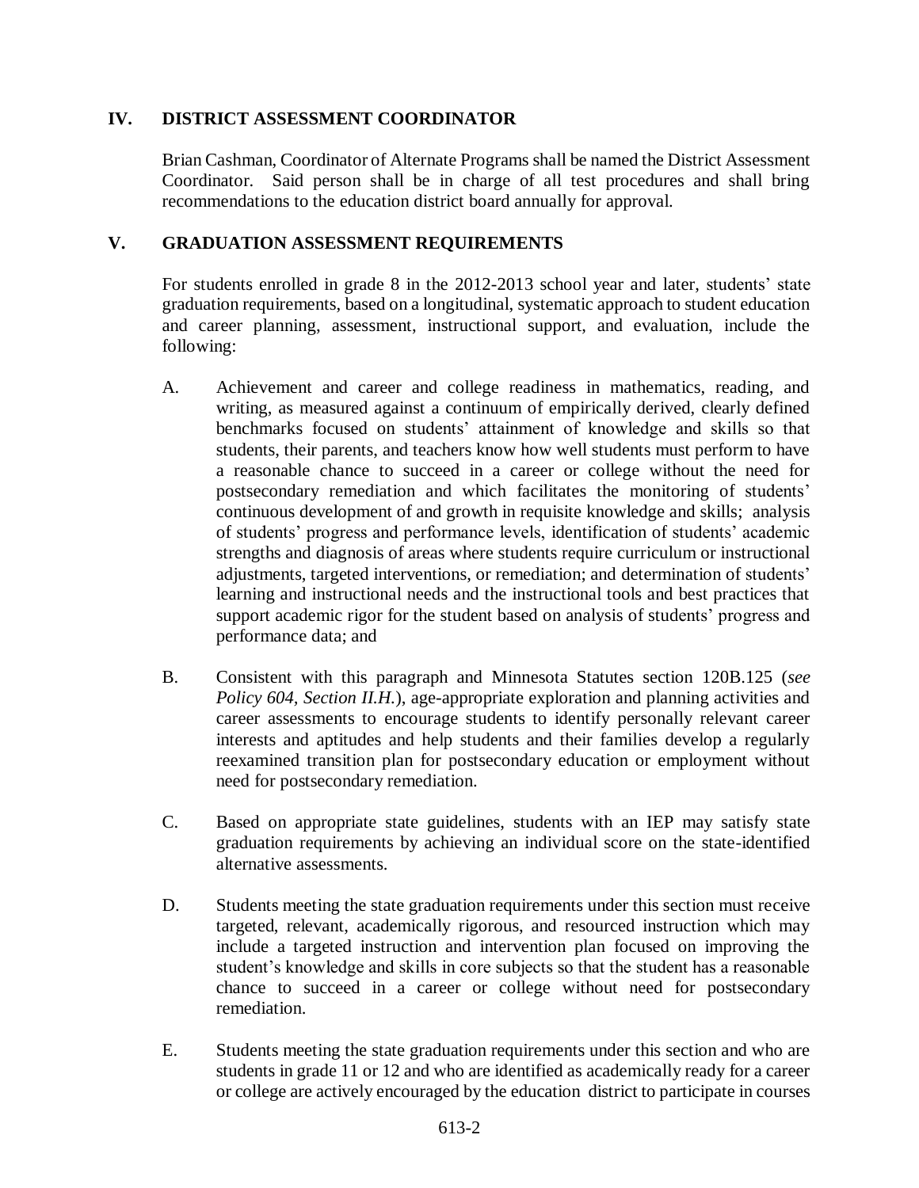## IV. DISTRICT ASSESSMENT COORDINATOR

Brian Cashman, Coordinator of Alternate Programs shall be named the District Assessment Coordinator. Said person shall be in charge of all test procedures and shall bring recommendations to the education district board annually for approval.

## V. GRADUATION ASSESSMENT REQUIREMENTS

For students enrolled in grade 8 in the 2012-2013 school year and later, students' state graduation requirements, based on a longitudinal, systematic approach to student education and career planning, assessment, instructional support, and evaluation, include the following:

A. Achievement and career and college readiness in mathematics, reading, and writing, as measured against a continuum of empirically derived, clearly defined benchmarks focused on students' attainment of knowledge and skills so that students, their parents, and teachers know how well students must perform to have a reasonable chance to succeed in a career or college without the need for postsecondary remediation and which facilitates the monitoring of students' continuous development of and growth in requisite knowledge and skills; analysis of students' progress and performance levels, identification of students' academic strengths and diagnosis of areas where students require curriculum or instructional adjustments, targeted interventions, or remediation; and determination of students' learning and instructional needs and the instructional tools and best practices that support academic rigor for the student based on analysis of students' progress and performance data; and

B. Consistent with this paragraph and Minnesota Statutes section 120B.125 (*see Policy 604, Section II.H.*), age-appropriate exploration and planning activities and career assessments to encourage students to identify personally relevant career interests and aptitudes and help students and their families develop a regularly reexamined transition plan for postsecondary education or employment without need for postsecondary remediation.

C. Based on appropriate state guidelines, students with an IEP may satisfy state graduation requirements by achieving an individual score on the state-identified alternative assessments.

D. Students meeting the state graduation requirements under this section must receive targeted, relevant, academically rigorous, and resourced instruction which may include a targeted instruction and intervention plan focused on improving the student's knowledge and skills in core subjects so that the student has a reasonable chance to succeed in a career or college without need for postsecondary remediation.

E. Students meeting the state graduation requirements under this section and who are students in grade 11 or 12 and who are identified as academically ready for a career or college are actively encouraged by the education district to participate in courses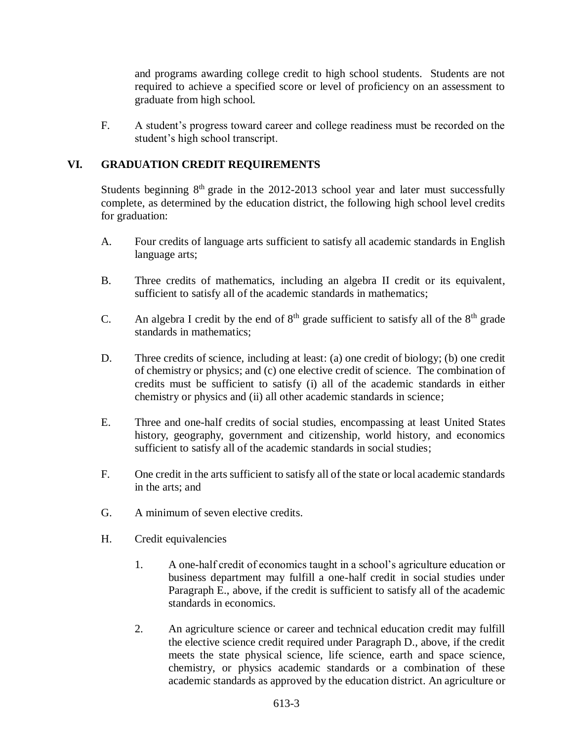and programs awarding college credit to high school students. Students are not required to achieve a specified score or level of proficiency on an assessment to graduate from high school.

F. A student's progress toward career and college readiness must be recorded on the student's high school transcript.

## VI. GRADUATION CREDIT REQUIREMENTS

Students beginning 8th grade in the 2012-2013 school year and later must successfully complete, as determined by the education district, the following high school level credits for graduation:

A. Four credits of language arts sufficient to satisfy all academic standards in English language arts;

B. Three credits of mathematics, including an algebra II credit or its equivalent, sufficient to satisfy all of the academic standards in mathematics;

C. An algebra I credit by the end of 8th grade sufficient to satisfy all of the 8th grade standards in mathematics;

D. Three credits of science, including at least: (a) one credit of biology; (b) one credit of chemistry or physics; and (c) one elective credit of science. The combination of credits must be sufficient to satisfy (i) all of the academic standards in either chemistry or physics and (ii) all other academic standards in science;

E. Three and one-half credits of social studies, encompassing at least United States history, geography, government and citizenship, world history, and economics sufficient to satisfy all of the academic standards in social studies;

F. One credit in the arts sufficient to satisfy all of the state or local academic standards in the arts; and

G. A minimum of seven elective credits.

H. Credit equivalencies

1. A one-half credit of economics taught in a school's agriculture education or business department may fulfill a one-half credit in social studies under Paragraph E., above, if the credit is sufficient to satisfy all of the academic standards in economics.

2. An agriculture science or career and technical education credit may fulfill the elective science credit required under Paragraph D., above, if the credit meets the state physical science, life science, earth and space science, chemistry, or physics academic standards or a combination of these academic standards as approved by the education district. An agriculture or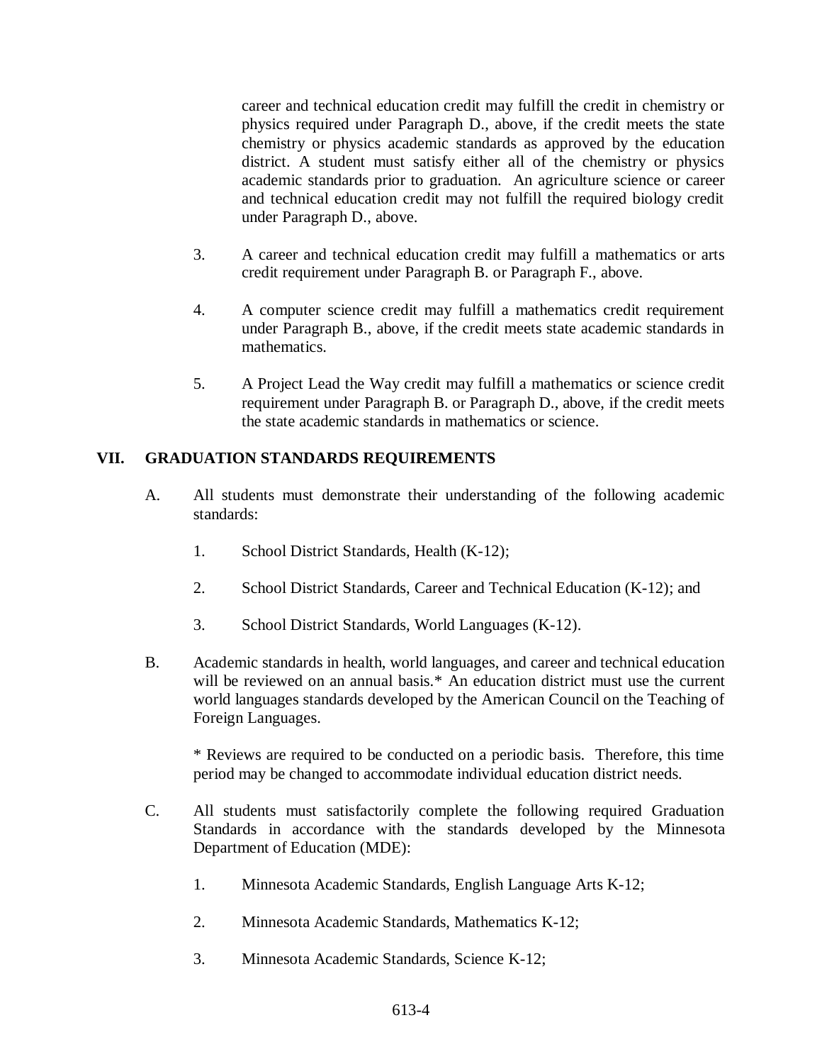career and technical education credit may fulfill the credit in chemistry or physics required under Paragraph D., above, if the credit meets the state chemistry or physics academic standards as approved by the education district. A student must satisfy either all of the chemistry or physics academic standards prior to graduation. An agriculture science or career and technical education credit may not fulfill the required biology credit under Paragraph D., above.

3. A career and technical education credit may fulfill a mathematics or arts credit requirement under Paragraph B. or Paragraph F., above.

4. A computer science credit may fulfill a mathematics credit requirement under Paragraph B., above, if the credit meets state academic standards in mathematics.

5. A Project Lead the Way credit may fulfill a mathematics or science credit requirement under Paragraph B. or Paragraph D., above, if the credit meets the state academic standards in mathematics or science.

## VII. GRADUATION STANDARDS REQUIREMENTS

A. All students must demonstrate their understanding of the following academic standards:

1. School District Standards, Health (K-12);

2. School District Standards, Career and Technical Education (K-12); and

3. School District Standards, World Languages (K-12).

B. Academic standards in health, world languages, and career and technical education will be reviewed on an annual basis.* An education district must use the current world languages standards developed by the American Council on the Teaching of Foreign Languages.

\* Reviews are required to be conducted on a periodic basis. Therefore, this time period may be changed to accommodate individual education district needs.

C. All students must satisfactorily complete the following required Graduation Standards in accordance with the standards developed by the Minnesota Department of Education (MDE):

1. Minnesota Academic Standards, English Language Arts K-12;

2. Minnesota Academic Standards, Mathematics K-12;

3. Minnesota Academic Standards, Science K-12;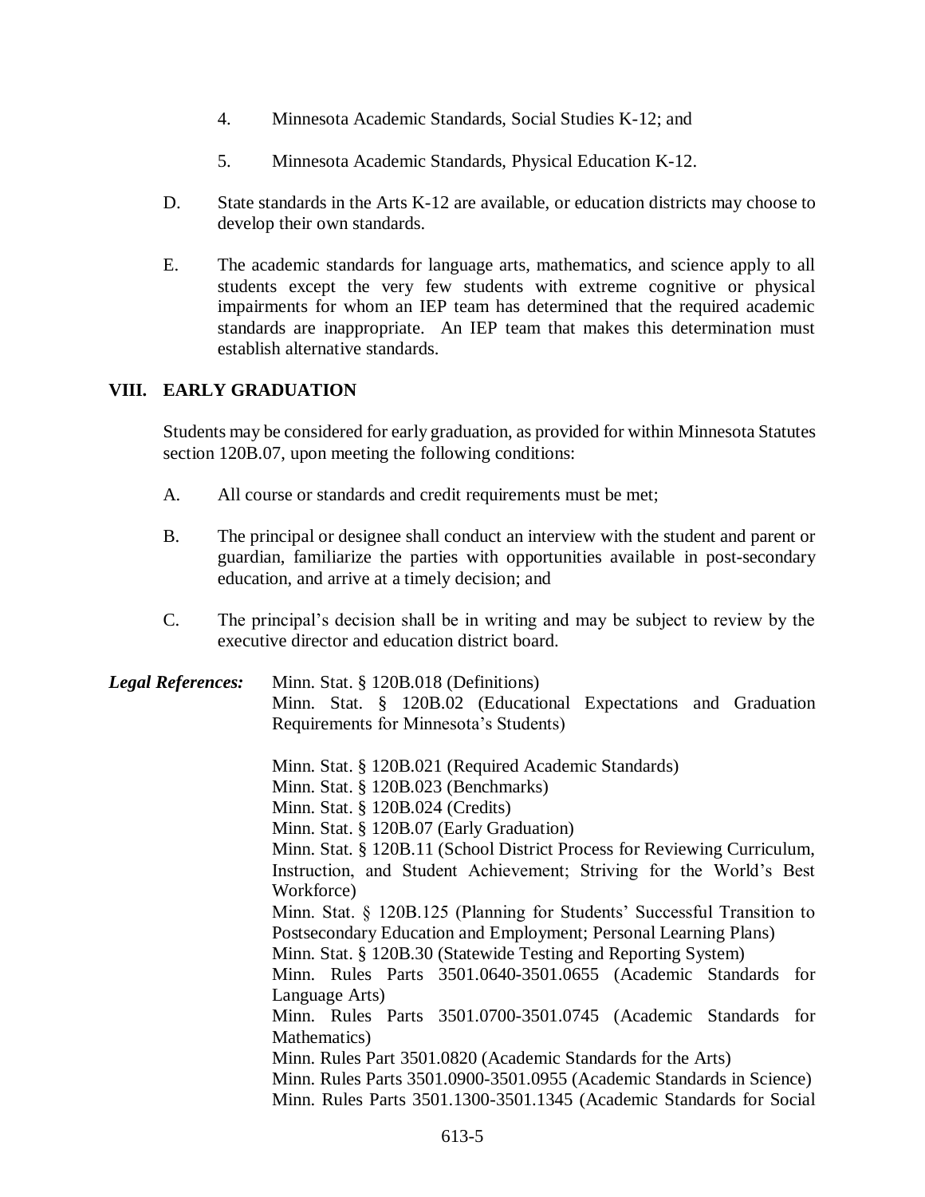4. Minnesota Academic Standards, Social Studies K-12; and

5. Minnesota Academic Standards, Physical Education K-12.

D. State standards in the Arts K-12 are available, or education districts may choose to develop their own standards.

E. The academic standards for language arts, mathematics, and science apply to all students except the very few students with extreme cognitive or physical impairments for whom an IEP team has determined that the required academic standards are inappropriate. An IEP team that makes this determination must establish alternative standards.

## VIII. EARLY GRADUATION

Students may be considered for early graduation, as provided for within Minnesota Statutes section 120B.07, upon meeting the following conditions:

A. All course or standards and credit requirements must be met;

B. The principal or designee shall conduct an interview with the student and parent or guardian, familiarize the parties with opportunities available in post-secondary education, and arrive at a timely decision; and

C. The principal's decision shall be in writing and may be subject to review by the executive director and education district board.

***Legal References:***

Minn. Stat. § 120B.018 (Definitions)
Minn. Stat. § 120B.02 (Educational Expectations and Graduation Requirements for Minnesota's Students)

Minn. Stat. § 120B.021 (Required Academic Standards)
Minn. Stat. § 120B.023 (Benchmarks)
Minn. Stat. § 120B.024 (Credits)
Minn. Stat. § 120B.07 (Early Graduation)
Minn. Stat. § 120B.11 (School District Process for Reviewing Curriculum, Instruction, and Student Achievement; Striving for the World's Best Workforce)
Minn. Stat. § 120B.125 (Planning for Students' Successful Transition to Postsecondary Education and Employment; Personal Learning Plans)
Minn. Stat. § 120B.30 (Statewide Testing and Reporting System)
Minn. Rules Parts 3501.0640-3501.0655 (Academic Standards for Language Arts)
Minn. Rules Parts 3501.0700-3501.0745 (Academic Standards for Mathematics)
Minn. Rules Part 3501.0820 (Academic Standards for the Arts)
Minn. Rules Parts 3501.0900-3501.0955 (Academic Standards in Science)
Minn. Rules Parts 3501.1300-3501.1345 (Academic Standards for Social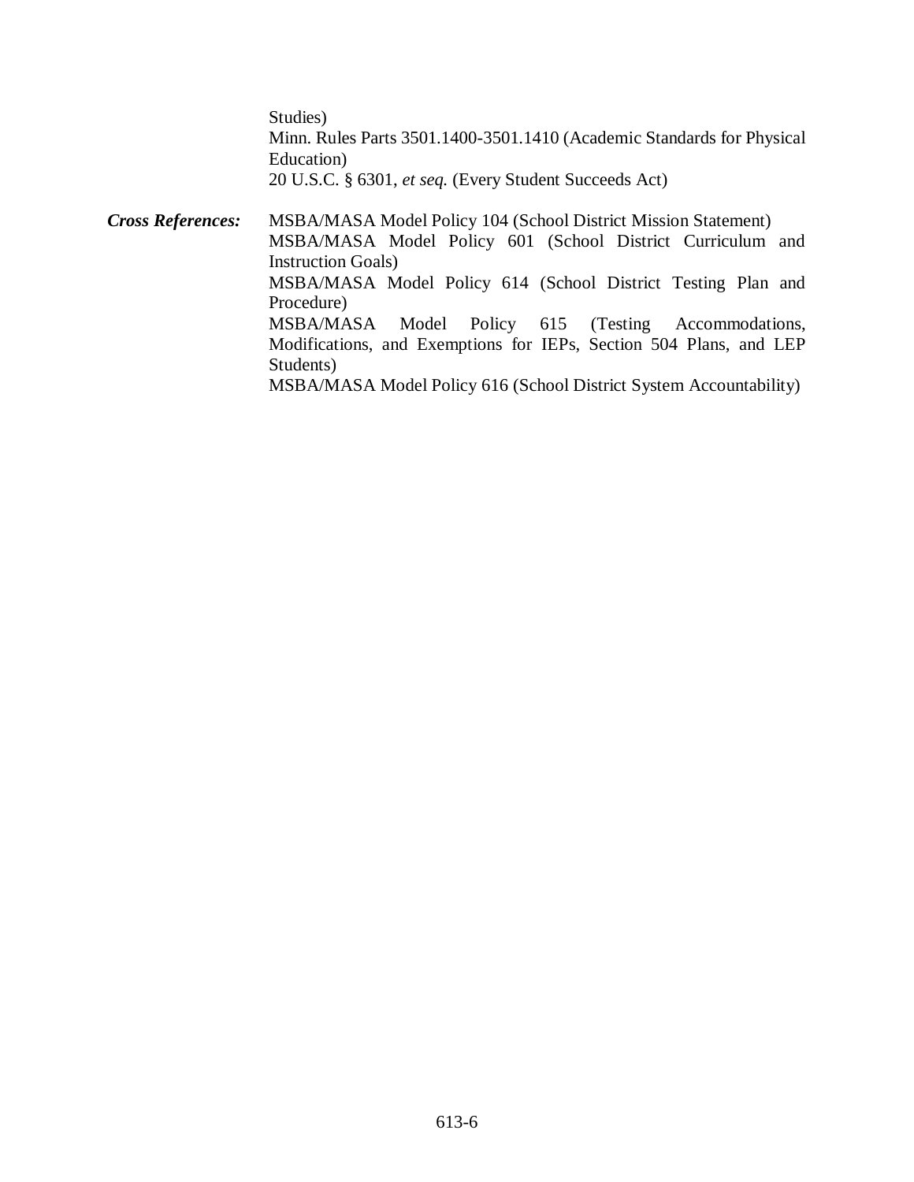Studies)
Minn. Rules Parts 3501.1400-3501.1410 (Academic Standards for Physical Education)
20 U.S.C. § 6301, *et seq.* (Every Student Succeeds Act)

***Cross References:*** MSBA/MASA Model Policy 104 (School District Mission Statement)
MSBA/MASA Model Policy 601 (School District Curriculum and Instruction Goals)
MSBA/MASA Model Policy 614 (School District Testing Plan and Procedure)
MSBA/MASA Model Policy 615 (Testing Accommodations, Modifications, and Exemptions for IEPs, Section 504 Plans, and LEP Students)
MSBA/MASA Model Policy 616 (School District System Accountability)